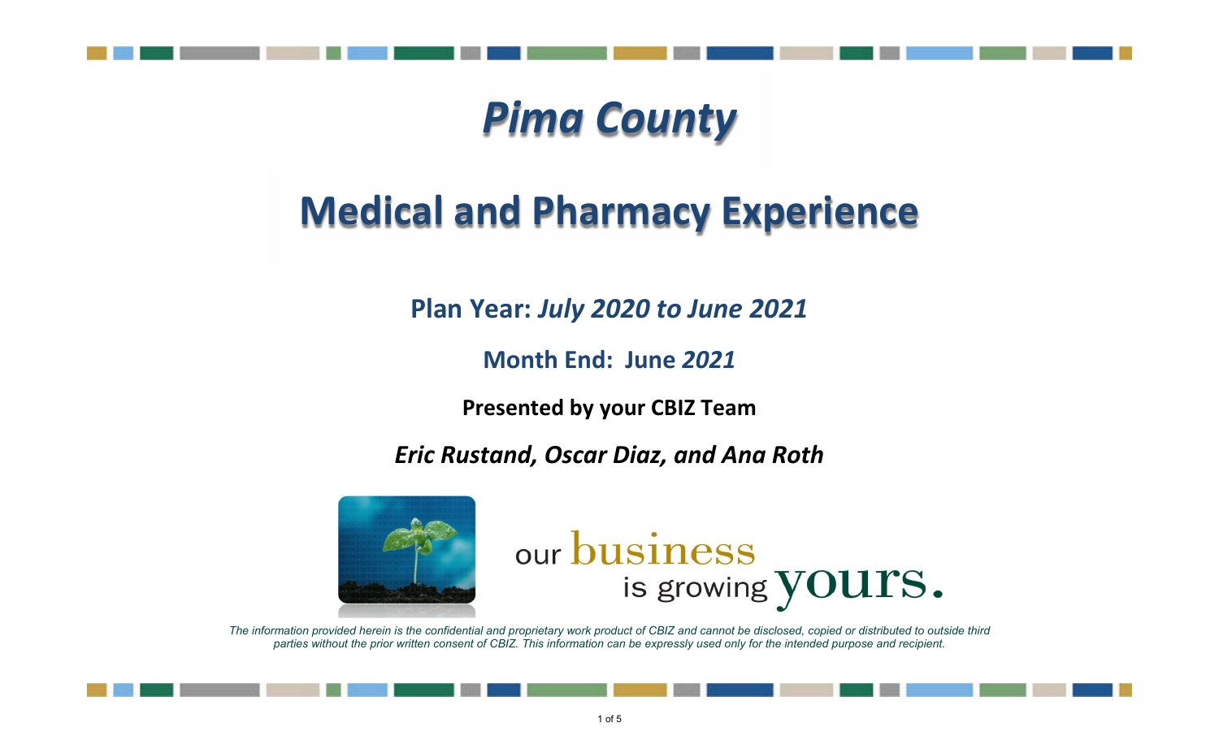# *Pima County*

# Medical and Pharmacy Experience

**Plan Year:** ***July 2020 to June 2021***

**Month End: June** ***2021***

**Presented by your CBIZ Team**

***Eric Rustand, Oscar Diaz, and Ana Roth***

our business is growing yours.

*The information provided herein is the confidential and proprietary work product of CBIZ and cannot be disclosed, copied or distributed to outside third parties without the prior written consent of CBIZ. This information can be expressly used only for the intended purpose and recipient.*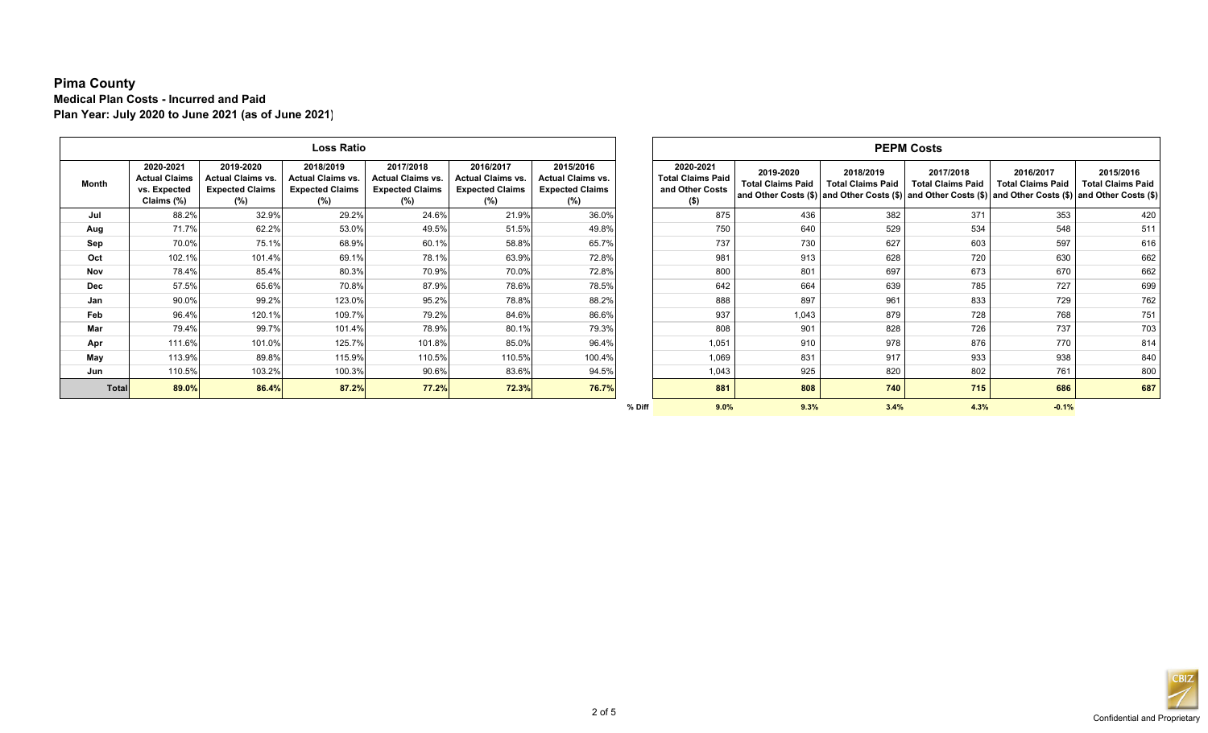# Pima County

**Medical Plan Costs - Incurred and Paid**

**Plan Year: July 2020 to June 2021 (as of June 2021)**

| Loss Ratio | | | | | | |
|---|---|---|---|---|---|---|
| Month | 2020-2021 Actual Claims vs. Expected Claims (%) | 2019-2020 Actual Claims vs. Expected Claims (%) | 2018/2019 Actual Claims vs. Expected Claims (%) | 2017/2018 Actual Claims vs. Expected Claims (%) | 2016/2017 Actual Claims vs. Expected Claims (%) | 2015/2016 Actual Claims vs. Expected Claims (%) |
| Jul | 88.2% | 32.9% | 29.2% | 24.6% | 21.9% | 36.0% |
| Aug | 71.7% | 62.2% | 53.0% | 49.5% | 51.5% | 49.8% |
| Sep | 70.0% | 75.1% | 68.9% | 60.1% | 58.8% | 65.7% |
| Oct | 102.1% | 101.4% | 69.1% | 78.1% | 63.9% | 72.8% |
| Nov | 78.4% | 85.4% | 80.3% | 70.9% | 70.0% | 72.8% |
| Dec | 57.5% | 65.6% | 70.8% | 87.9% | 78.6% | 78.5% |
| Jan | 90.0% | 99.2% | 123.0% | 95.2% | 78.8% | 88.2% |
| Feb | 96.4% | 120.1% | 109.7% | 79.2% | 84.6% | 86.6% |
| Mar | 79.4% | 99.7% | 101.4% | 78.9% | 80.1% | 79.3% |
| Apr | 111.6% | 101.0% | 125.7% | 101.8% | 85.0% | 96.4% |
| May | 113.9% | 89.8% | 115.9% | 110.5% | 110.5% | 100.4% |
| Jun | 110.5% | 103.2% | 100.3% | 90.6% | 83.6% | 94.5% |
| **Total** | **89.0%** | **86.4%** | **87.2%** | **77.2%** | **72.3%** | **76.7%** |

| PEPM Costs | | | | | | |
|---|---|---|---|---|---|---|
| | 2020-2021 Total Claims Paid and Other Costs ($) | 2019-2020 Total Claims Paid and Other Costs ($) | 2018/2019 Total Claims Paid and Other Costs ($) | 2017/2018 Total Claims Paid and Other Costs ($) | 2016/2017 Total Claims Paid and Other Costs ($) | 2015/2016 Total Claims Paid and Other Costs ($) |
| Jul | 875 | 436 | 382 | 371 | 353 | 420 |
| Aug | 750 | 640 | 529 | 534 | 548 | 511 |
| Sep | 737 | 730 | 627 | 603 | 597 | 616 |
| Oct | 981 | 913 | 628 | 720 | 630 | 662 |
| Nov | 800 | 801 | 697 | 673 | 670 | 662 |
| Dec | 642 | 664 | 639 | 785 | 727 | 699 |
| Jan | 888 | 897 | 961 | 833 | 729 | 762 |
| Feb | 937 | 1,043 | 879 | 728 | 768 | 751 |
| Mar | 808 | 901 | 828 | 726 | 737 | 703 |
| Apr | 1,051 | 910 | 978 | 876 | 770 | 814 |
| May | 1,069 | 831 | 917 | 933 | 938 | 840 |
| Jun | 1,043 | 925 | 820 | 802 | 761 | 800 |
| **Total** | **881** | **808** | **740** | **715** | **686** | **687** |
| **% Diff** | **9.0%** | **9.3%** | **3.4%** | **4.3%** | **-0.1%** | |

Confidential and Proprietary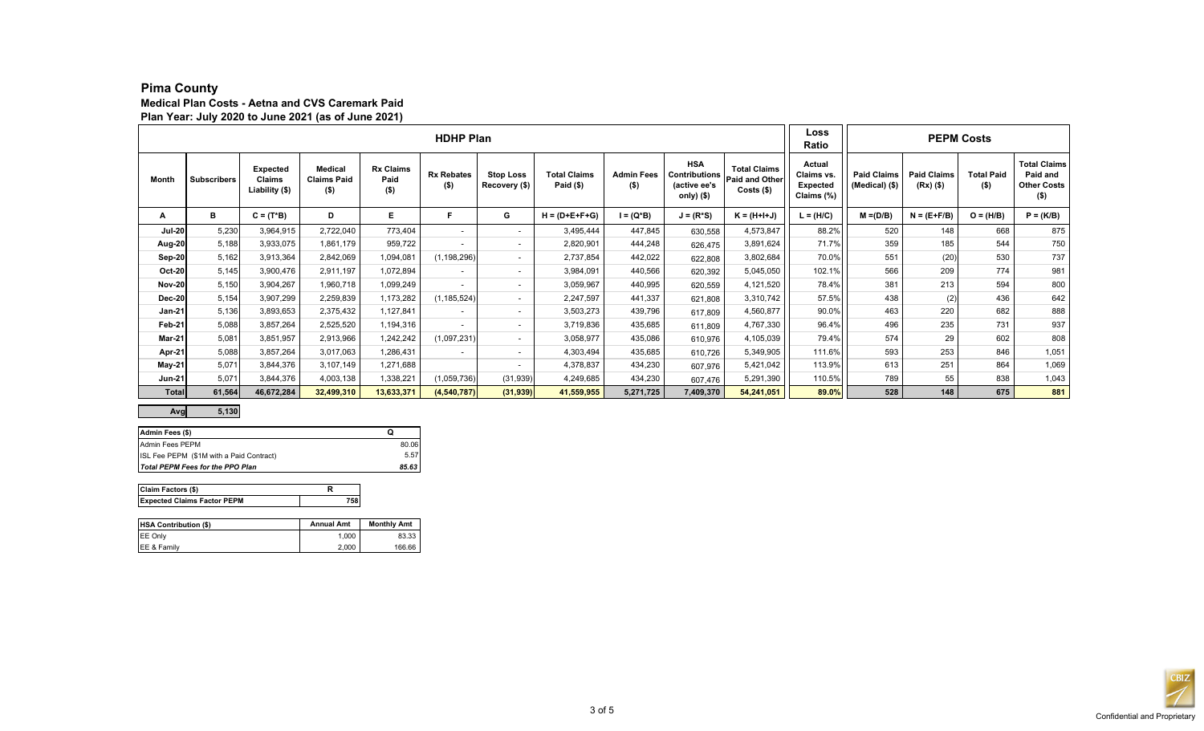# Pima County

**Medical Plan Costs - Aetna and CVS Caremark Paid**
**Plan Year: July 2020 to June 2021 (as of June 2021)**

| HDHP Plan | | | | | | | | | | | Loss Ratio | PEPM Costs | | | |
|---|---|---|---|---|---|---|---|---|---|---|---|---|---|---|---|
| Month | Subscribers | Expected Claims Liability ($) | Medical Claims Paid ($) | Rx Claims Paid ($) | Rx Rebates ($) | Stop Loss Recovery ($) | Total Claims Paid ($) | Admin Fees ($) | HSA Contributions (active ee's only) ($) | Total Claims Paid and Other Costs ($) | Actual Claims vs. Expected Claims (%) | Paid Claims (Medical) ($) | Paid Claims (Rx) ($) | Total Paid ($) | Total Claims Paid and Other Costs ($) |
| A | B | C = (T*B) | D | E | F | G | H = (D+E+F+G) | I = (Q*B) | J = (R*S) | K = (H+I+J) | L = (H/C) | M =(D/B) | N = (E+F/B) | O = (H/B) | P = (K/B) |
| Jul-20 | 5,230 | 3,964,915 | 2,722,040 | 773,404 | - | - | 3,495,444 | 447,845 | 630,558 | 4,573,847 | 88.2% | 520 | 148 | 668 | 875 |
| Aug-20 | 5,188 | 3,933,075 | 1,861,179 | 959,722 | - | - | 2,820,901 | 444,248 | 626,475 | 3,891,624 | 71.7% | 359 | 185 | 544 | 750 |
| Sep-20 | 5,162 | 3,913,364 | 2,842,069 | 1,094,081 | (1,198,296) | - | 2,737,854 | 442,022 | 622,808 | 3,802,684 | 70.0% | 551 | (20) | 530 | 737 |
| Oct-20 | 5,145 | 3,900,476 | 2,911,197 | 1,072,894 | - | - | 3,984,091 | 440,566 | 620,392 | 5,045,050 | 102.1% | 566 | 209 | 774 | 981 |
| Nov-20 | 5,150 | 3,904,267 | 1,960,718 | 1,099,249 | - | - | 3,059,967 | 440,995 | 620,559 | 4,121,520 | 78.4% | 381 | 213 | 594 | 800 |
| Dec-20 | 5,154 | 3,907,299 | 2,259,839 | 1,173,282 | (1,185,524) | - | 2,247,597 | 441,337 | 621,808 | 3,310,742 | 57.5% | 438 | (2) | 436 | 642 |
| Jan-21 | 5,136 | 3,893,653 | 2,375,432 | 1,127,841 | - | - | 3,503,273 | 439,796 | 617,809 | 4,560,877 | 90.0% | 463 | 220 | 682 | 888 |
| Feb-21 | 5,088 | 3,857,264 | 2,525,520 | 1,194,316 | - | - | 3,719,836 | 435,685 | 611,809 | 4,767,330 | 96.4% | 496 | 235 | 731 | 937 |
| Mar-21 | 5,081 | 3,851,957 | 2,913,966 | 1,242,242 | (1,097,231) | - | 3,058,977 | 435,086 | 610,976 | 4,105,039 | 79.4% | 574 | 29 | 602 | 808 |
| Apr-21 | 5,088 | 3,857,264 | 3,017,063 | 1,286,431 | - | - | 4,303,494 | 435,685 | 610,726 | 5,349,905 | 111.6% | 593 | 253 | 846 | 1,051 |
| May-21 | 5,071 | 3,844,376 | 3,107,149 | 1,271,688 | | - | 4,378,837 | 434,230 | 607,976 | 5,421,042 | 113.9% | 613 | 251 | 864 | 1,069 |
| Jun-21 | 5,071 | 3,844,376 | 4,003,138 | 1,338,221 | (1,059,736) | (31,939) | 4,249,685 | 434,230 | 607,476 | 5,291,390 | 110.5% | 789 | 55 | 838 | 1,043 |
| **Total** | **61,564** | **46,672,284** | **32,499,310** | **13,633,371** | **(4,540,787)** | **(31,939)** | **41,559,955** | **5,271,725** | **7,409,370** | **54,241,051** | **89.0%** | **528** | **148** | **675** | **881** |

| **Avg** | **5,130** |
|---|---|

| Admin Fees ($) | Q |
|---|---|
| Admin Fees PEPM | 80.06 |
| ISL Fee PEPM ($1M with a Paid Contract) | 5.57 |
| ***Total PEPM Fees for the PPO Plan*** | ***85.63*** |

| Claim Factors ($) | R |
|---|---|
| **Expected Claims Factor PEPM** | **758** |

| HSA Contribution ($) | Annual Amt | Monthly Amt |
|---|---|---|
| EE Only | 1,000 | 83.33 |
| EE & Family | 2,000 | 166.66 |

Confidential and Proprietary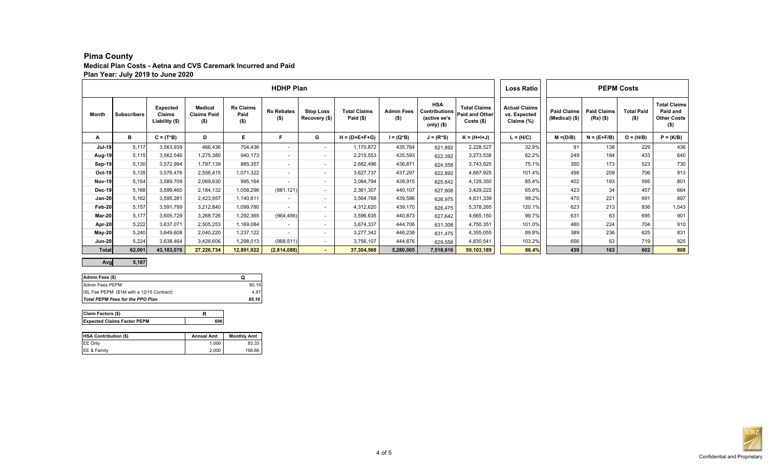# Pima County

## Medical Plan Costs - Aetna and CVS Caremark Incurred and Paid

### Plan Year: July 2019 to June 2020

| HDHP Plan | | | | | | | | | | | Loss Ratio | PEPM Costs | | | |
|---|---|---|---|---|---|---|---|---|---|---|---|---|---|---|---|
| Month | Subscribers | Expected Claims Liability ($) | Medical Claims Paid ($) | Rx Claims Paid ($) | Rx Rebates ($) | Stop Loss Recovery ($) | Total Claims Paid ($) | Admin Fees ($) | HSA Contributions (active ee's only) ($) | Total Claims Paid and Other Costs ($) | Actual Claims vs. Expected Claims (%) | Paid Claims (Medical) ($) | Paid Claims (Rx) ($) | Total Paid ($) | Total Claims Paid and Other Costs ($) |
| A | B | C = (T*B) | D | E | F | G | H = (D+E+F+G) | I = (Q*B) | J = (R*S) | K = (H+I+J) | L = (H/C) | M =(D/B) | N = (E+F/B) | O = (H/B) | P = (K/B) |
| Jul-19 | 5,117 | 3,563,939 | 466,436 | 704,436 | - | - | 1,170,872 | 435,764 | 621,892 | 2,228,527 | 32.9% | 91 | 138 | 229 | 436 |
| Aug-19 | 5,115 | 3,562,546 | 1,275,380 | 940,173 | - | - | 2,215,553 | 435,593 | 622,392 | 3,273,538 | 62.2% | 249 | 184 | 433 | 640 |
| Sep-19 | 5,130 | 3,572,994 | 1,797,139 | 885,357 | - | - | 2,682,496 | 436,871 | 624,558 | 3,743,925 | 75.1% | 350 | 173 | 523 | 730 |
| Oct-19 | 5,135 | 3,576,476 | 2,556,415 | 1,071,322 | - | - | 3,627,737 | 437,297 | 622,892 | 4,687,925 | 101.4% | 498 | 209 | 706 | 913 |
| Nov-19 | 5,154 | 3,589,709 | 2,069,630 | 995,164 | - | - | 3,064,794 | 438,915 | 625,642 | 4,129,350 | 85.4% | 402 | 193 | 595 | 801 |
| Dec-19 | 5,168 | 3,599,460 | 2,184,132 | 1,058,296 | (881,121) | - | 2,361,307 | 440,107 | 627,808 | 3,429,222 | 65.6% | 423 | 34 | 457 | 664 |
| Jan-20 | 5,162 | 3,595,281 | 2,423,957 | 1,140,811 | - | - | 3,564,768 | 439,596 | 626,975 | 4,631,339 | 99.2% | 470 | 221 | 691 | 897 |
| Feb-20 | 5,157 | 3,591,799 | 3,212,840 | 1,099,780 | - | - | 4,312,620 | 439,170 | 626,475 | 5,378,265 | 120.1% | 623 | 213 | 836 | 1,043 |
| Mar-20 | 5,177 | 3,605,729 | 3,268,726 | 1,292,365 | (964,456) | - | 3,596,635 | 440,873 | 627,642 | 4,665,150 | 99.7% | 631 | 63 | 695 | 901 |
| Apr-20 | 5,222 | 3,637,071 | 2,505,253 | 1,169,084 | - | - | 3,674,337 | 444,706 | 631,308 | 4,750,351 | 101.0% | 480 | 224 | 704 | 910 |
| May-20 | 5,240 | 3,649,608 | 2,040,220 | 1,237,122 | - | - | 3,277,342 | 446,238 | 631,475 | 4,355,055 | 89.8% | 389 | 236 | 625 | 831 |
| Jun-20 | 5,224 | 3,638,464 | 3,426,606 | 1,298,013 | (968,511) | - | 3,756,107 | 444,876 | 629,558 | 4,830,541 | 103.2% | 656 | 63 | 719 | 925 |
| **Total** | **62,001** | **43,183,076** | **27,226,734** | **12,891,922** | **(2,814,088)** | **-** | **37,304,568** | **5,280,005** | **7,518,616** | **50,103,189** | **86.4%** | **439** | **163** | **602** | **808** |

| Avg | 5,167 |
|---|---|

| Admin Fees ($) | Q |
|---|---|
| Admin Fees PEPM | 80.19 |
| ISL Fee PEPM ($1M with a 12/15 Contract) | 4.97 |
| *Total PEPM Fees for the PPO Plan* | *85.16* |

| Claim Factors ($) | R |
|---|---|
| Expected Claims Factor PEPM | 696 |

| HSA Contribution ($) | Annual Amt | Monthly Amt |
|---|---|---|
| EE Only | 1,000 | 83.33 |
| EE & Family | 2,000 | 166.66 |

Confidential and Proprietary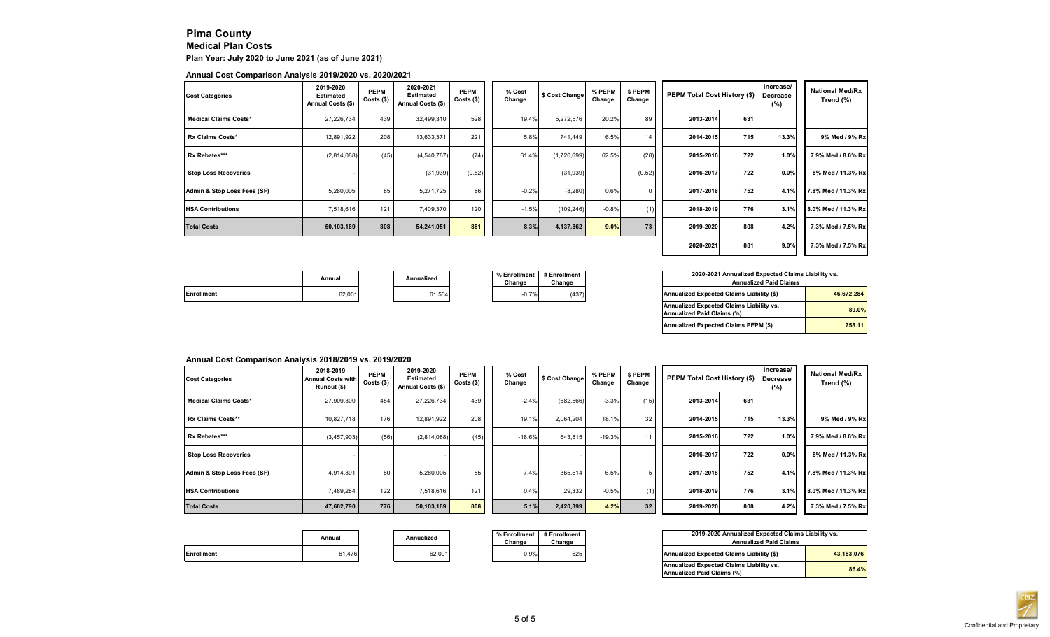# Pima County

## Medical Plan Costs

**Plan Year: July 2020 to June 2021 (as of June 2021)**

### Annual Cost Comparison Analysis 2019/2020 vs. 2020/2021

| Cost Categories | 2019-2020 Estimated Annual Costs ($) | PEPM Costs ($) | 2020-2021 Estimated Annual Costs ($) | PEPM Costs ($) | % Cost Change | $ Cost Change | % PEPM Change | $ PEPM Change |
|---|---|---|---|---|---|---|---|---|
| Medical Claims Costs* | 27,226,734 | 439 | 32,499,310 | 528 | 19.4% | 5,272,576 | 20.2% | 89 |
| Rx Claims Costs* | 12,891,922 | 208 | 13,633,371 | 221 | 5.8% | 741,449 | 6.5% | 14 |
| Rx Rebates*** | (2,814,088) | (45) | (4,540,787) | (74) | 61.4% | (1,726,699) | 62.5% | (28) |
| Stop Loss Recoveries | - | | (31,939) | (0.52) | | (31,939) | | (0.52) |
| Admin & Stop Loss Fees (SF) | 5,280,005 | 85 | 5,271,725 | 86 | -0.2% | (8,280) | 0.6% | 0 |
| HSA Contributions | 7,518,616 | 121 | 7,409,370 | 120 | -1.5% | (109,246) | -0.8% | (1) |
| Total Costs | 50,103,189 | 808 | 54,241,051 | 881 | 8.3% | 4,137,862 | 9.0% | 73 |

| PEPM Total Cost History ($) | | Increase/ Decrease (%) | National Med/Rx Trend (%) |
|---|---|---|---|
| 2013-2014 | 631 | | |
| 2014-2015 | 715 | 13.3% | 9% Med / 9% Rx |
| 2015-2016 | 722 | 1.0% | 7.9% Med / 8.6% Rx |
| 2016-2017 | 722 | 0.0% | 8% Med / 11.3% Rx |
| 2017-2018 | 752 | 4.1% | 7.8% Med / 11.3% Rx |
| 2018-2019 | 776 | 3.1% | 8.0% Med / 11.3% Rx |
| 2019-2020 | 808 | 4.2% | 7.3% Med / 7.5% Rx |
| 2020-2021 | 881 | 9.0% | 7.3% Med / 7.5% Rx |

| | Annual | Annualized | % Enrollment Change | # Enrollment Change |
|---|---|---|---|---|
| Enrollment | 62,001 | 61,564 | -0.7% | (437) |

| 2020-2021 Annualized Expected Claims Liability vs. Annualized Paid Claims | |
|---|---|
| Annualized Expected Claims Liability ($) | 46,672,284 |
| Annualized Expected Claims Liability vs. Annualized Paid Claims (%) | 89.0% |
| Annualized Expected Claims PEPM ($) | 758.11 |

### Annual Cost Comparison Analysis 2018/2019 vs. 2019/2020

| Cost Categories | 2018-2019 Annual Costs with Runout ($) | PEPM Costs ($) | 2019-2020 Estimated Annual Costs ($) | PEPM Costs ($) | % Cost Change | $ Cost Change | % PEPM Change | $ PEPM Change |
|---|---|---|---|---|---|---|---|---|
| Medical Claims Costs* | 27,909,300 | 454 | 27,226,734 | 439 | -2.4% | (682,566) | -3.3% | (15) |
| Rx Claims Costs** | 10,827,718 | 176 | 12,891,922 | 208 | 19.1% | 2,064,204 | 18.1% | 32 |
| Rx Rebates*** | (3,457,903) | (56) | (2,814,088) | (45) | -18.6% | 643,815 | -19.3% | 11 |
| Stop Loss Recoveries | - | | - | | | - | | |
| Admin & Stop Loss Fees (SF) | 4,914,391 | 80 | 5,280,005 | 85 | 7.4% | 365,614 | 6.5% | 5 |
| HSA Contributions | 7,489,284 | 122 | 7,518,616 | 121 | 0.4% | 29,332 | -0.5% | (1) |
| Total Costs | 47,682,790 | 776 | 50,103,189 | 808 | 5.1% | 2,420,399 | 4.2% | 32 |

| PEPM Total Cost History ($) | | Increase/ Decrease (%) | National Med/Rx Trend (%) |
|---|---|---|---|
| 2013-2014 | 631 | | |
| 2014-2015 | 715 | 13.3% | 9% Med / 9% Rx |
| 2015-2016 | 722 | 1.0% | 7.9% Med / 8.6% Rx |
| 2016-2017 | 722 | 0.0% | 8% Med / 11.3% Rx |
| 2017-2018 | 752 | 4.1% | 7.8% Med / 11.3% Rx |
| 2018-2019 | 776 | 3.1% | 8.0% Med / 11.3% Rx |
| 2019-2020 | 808 | 4.2% | 7.3% Med / 7.5% Rx |

| | Annual | Annualized | % Enrollment Change | # Enrollment Change |
|---|---|---|---|---|
| Enrollment | 61,476 | 62,001 | 0.9% | 525 |

| 2019-2020 Annualized Expected Claims Liability vs. Annualized Paid Claims | |
|---|---|
| Annualized Expected Claims Liability ($) | 43,183,076 |
| Annualized Expected Claims Liability vs. Annualized Paid Claims (%) | 86.4% |

Confidential and Proprietary